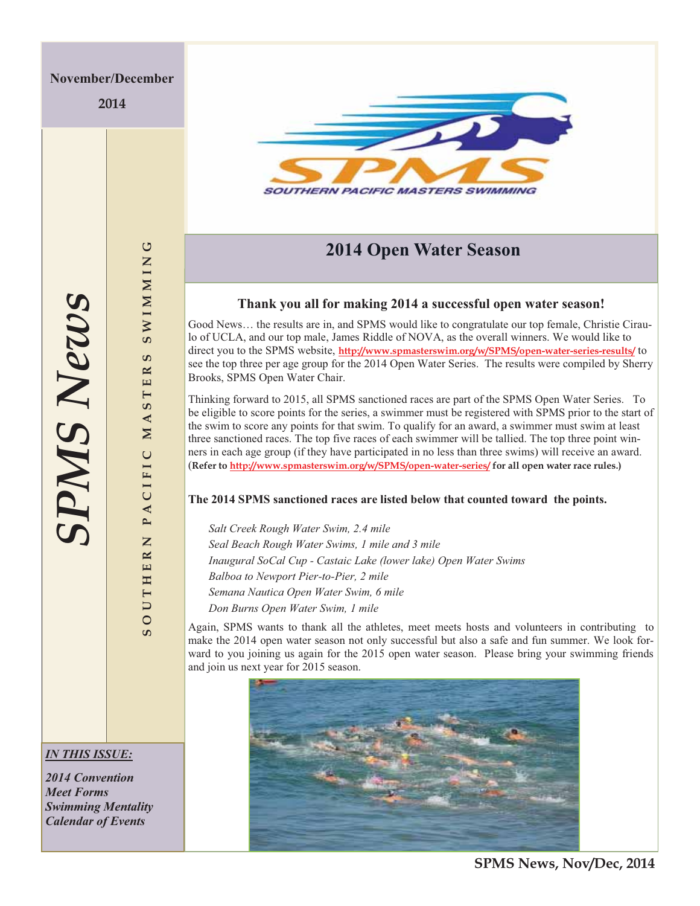November/December

2014

# SPMS News

SOUTHERN PACIFIC MASTERS SWIMMING

## 2014 Open Water Season

### Thank you all for making 2014 a successful open water season!

Good News… the results are in, and SPMS would like to congratulate our top female, Christie Ciraulo of UCLA, and our top male, James Riddle of NOVA, as the overall winners. We would like to direct you to the SPMS website, http://www.spmasterswim.org/w/SPMS/open-water-series-results/ to see the top three per age group for the 2014 Open Water Series. The results were compiled by Sherry Brooks, SPMS Open Water Chair.

Thinking forward to 2015, all SPMS sanctioned races are part of the SPMS Open Water Series. To be eligible to score points for the series, a swimmer must be registered with SPMS prior to the start of the swim to score any points for that swim. To qualify for an award, a swimmer must swim at least three sanctioned races. The top five races of each swimmer will be tallied. The top three point winners in each age group (if they have participated in no less than three swims) will receive an award. **(Refer to http://www.spmasterswim.org/w/SPMS/open-water-series/ for all open water race rules.)**

**The 2014 SPMS sanctioned races are listed below that counted toward the points.**

*Salt Creek Rough Water Swim, 2.4 mile*
*Seal Beach Rough Water Swims, 1 mile and 3 mile*
*Inaugural SoCal Cup - Castaic Lake (lower lake) Open Water Swims*
*Balboa to Newport Pier-to-Pier, 2 mile*
*Semana Nautica Open Water Swim, 6 mile*
*Don Burns Open Water Swim, 1 mile*

Again, SPMS wants to thank all the athletes, meet meets hosts and volunteers in contributing to make the 2014 open water season not only successful but also a safe and fun summer. We look forward to you joining us again for the 2015 open water season. Please bring your swimming friends and join us next year for 2015 season.

***IN THIS ISSUE:***

***2014 Convention***
***Meet Forms***
***Swimming Mentality***
***Calendar of Events***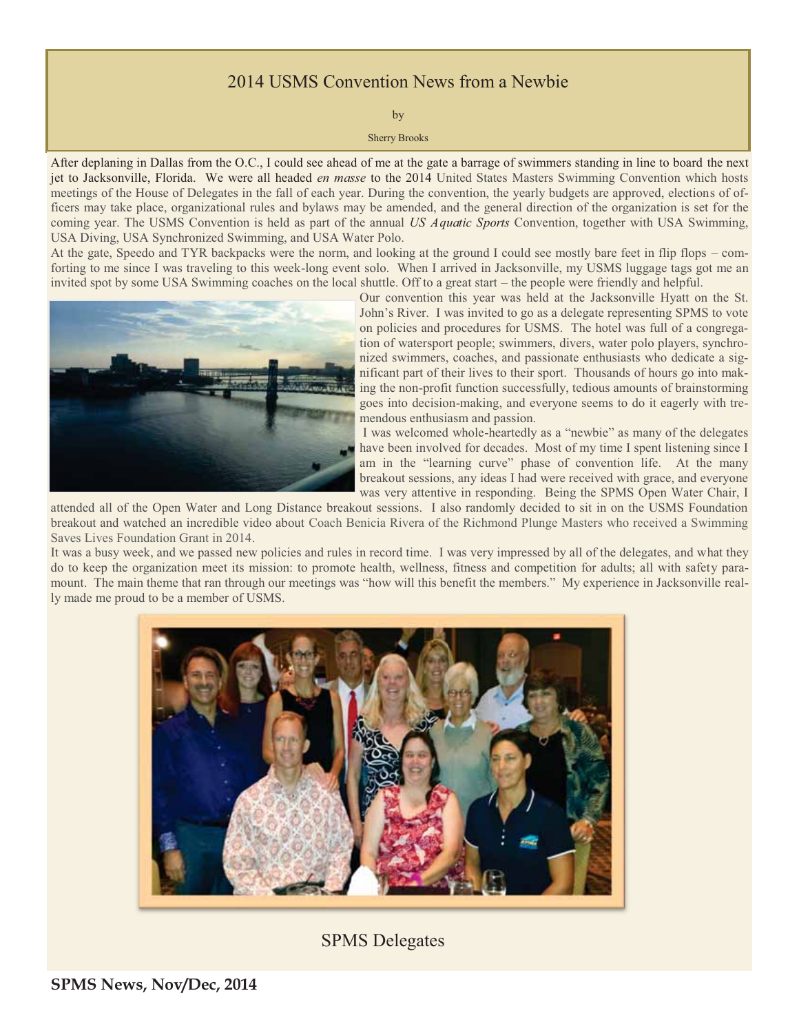# 2014 USMS Convention News from a Newbie

by

Sherry Brooks

After deplaning in Dallas from the O.C., I could see ahead of me at the gate a barrage of swimmers standing in line to board the next jet to Jacksonville, Florida. We were all headed *en masse* to the 2014 United States Masters Swimming Convention which hosts meetings of the House of Delegates in the fall of each year. During the convention, the yearly budgets are approved, elections of officers may take place, organizational rules and bylaws may be amended, and the general direction of the organization is set for the coming year. The USMS Convention is held as part of the annual *US Aquatic Sports* Convention, together with USA Swimming, USA Diving, USA Synchronized Swimming, and USA Water Polo.

At the gate, Speedo and TYR backpacks were the norm, and looking at the ground I could see mostly bare feet in flip flops – comforting to me since I was traveling to this week-long event solo. When I arrived in Jacksonville, my USMS luggage tags got me an invited spot by some USA Swimming coaches on the local shuttle. Off to a great start – the people were friendly and helpful.

Our convention this year was held at the Jacksonville Hyatt on the St. John's River. I was invited to go as a delegate representing SPMS to vote on policies and procedures for USMS. The hotel was full of a congregation of watersport people; swimmers, divers, water polo players, synchronized swimmers, coaches, and passionate enthusiasts who dedicate a significant part of their lives to their sport. Thousands of hours go into making the non-profit function successfully, tedious amounts of brainstorming goes into decision-making, and everyone seems to do it eagerly with tremendous enthusiasm and passion.

I was welcomed whole-heartedly as a "newbie" as many of the delegates have been involved for decades. Most of my time I spent listening since I am in the "learning curve" phase of convention life. At the many breakout sessions, any ideas I had were received with grace, and everyone was very attentive in responding. Being the SPMS Open Water Chair, I attended all of the Open Water and Long Distance breakout sessions. I also randomly decided to sit in on the USMS Foundation breakout and watched an incredible video about Coach Benicia Rivera of the Richmond Plunge Masters who received a Swimming Saves Lives Foundation Grant in 2014.

It was a busy week, and we passed new policies and rules in record time. I was very impressed by all of the delegates, and what they do to keep the organization meet its mission: to promote health, wellness, fitness and competition for adults; all with safety paramount. The main theme that ran through our meetings was "how will this benefit the members." My experience in Jacksonville really made me proud to be a member of USMS.

SPMS Delegates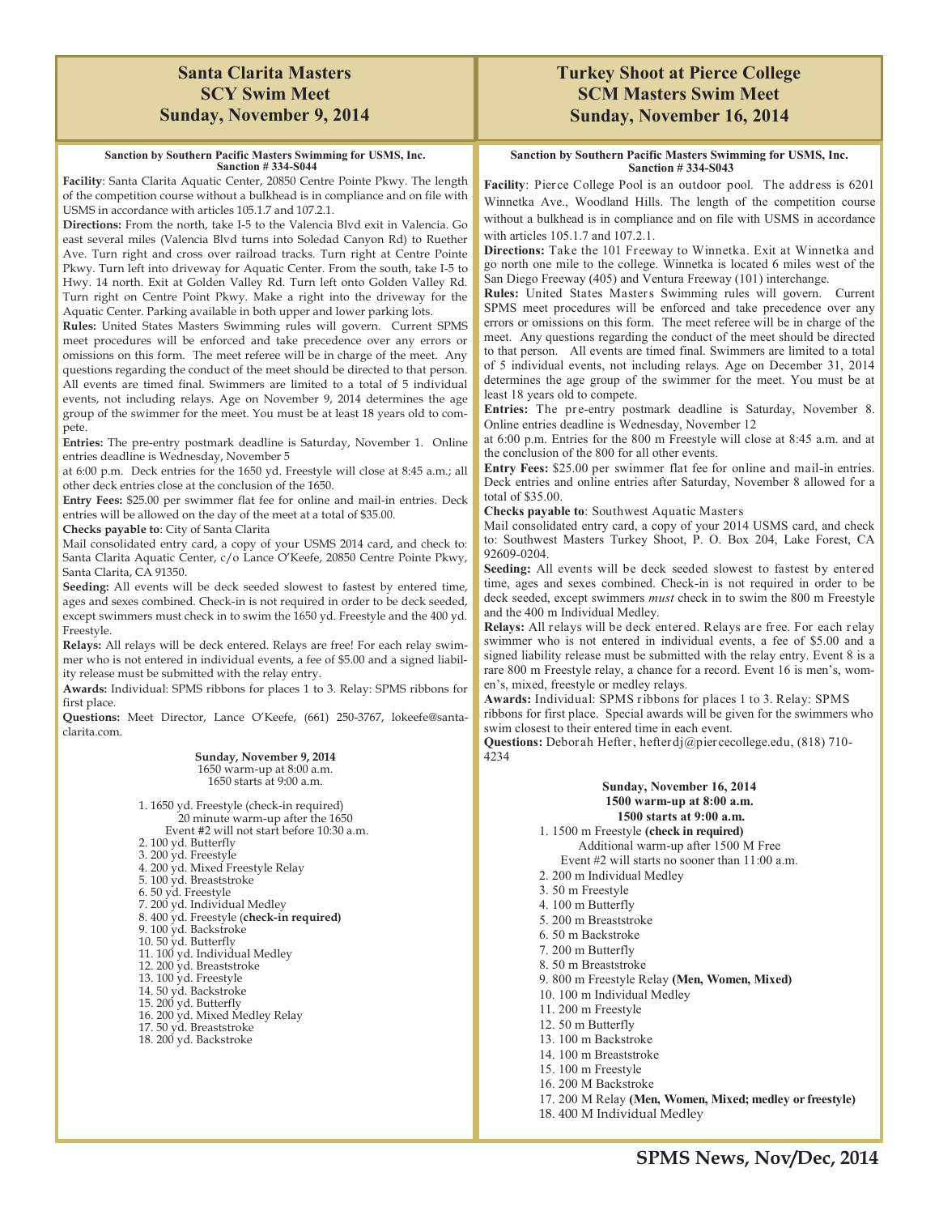# Santa Clarita Masters SCY Swim Meet Sunday, November 9, 2014

**Sanction by Southern Pacific Masters Swimming for USMS, Inc. Sanction # 334-S044**

**Facility**: Santa Clarita Aquatic Center, 20850 Centre Pointe Pkwy. The length of the competition course without a bulkhead is in compliance and on file with USMS in accordance with articles 105.1.7 and 107.2.1.

**Directions:** From the north, take I-5 to the Valencia Blvd exit in Valencia. Go east several miles (Valencia Blvd turns into Soledad Canyon Rd) to Ruether Ave. Turn right and cross over railroad tracks. Turn right at Centre Pointe Pkwy. Turn left into driveway for Aquatic Center. From the south, take I-5 to Hwy. 14 north. Exit at Golden Valley Rd. Turn left onto Golden Valley Rd. Turn right on Centre Point Pkwy. Make a right into the driveway for the Aquatic Center. Parking available in both upper and lower parking lots.

**Rules:** United States Masters Swimming rules will govern. Current SPMS meet procedures will be enforced and take precedence over any errors or omissions on this form. The meet referee will be in charge of the meet. Any questions regarding the conduct of the meet should be directed to that person. All events are timed final. Swimmers are limited to a total of 5 individual events, not including relays. Age on November 9, 2014 determines the age group of the swimmer for the meet. You must be at least 18 years old to compete.

**Entries:** The pre-entry postmark deadline is Saturday, November 1. Online entries deadline is Wednesday, November 5
at 6:00 p.m. Deck entries for the 1650 yd. Freestyle will close at 8:45 a.m.; all other deck entries close at the conclusion of the 1650.

**Entry Fees:** $25.00 per swimmer flat fee for online and mail-in entries. Deck entries will be allowed on the day of the meet at a total of $35.00.

**Checks payable to**: City of Santa Clarita

Mail consolidated entry card, a copy of your USMS 2014 card, and check to: Santa Clarita Aquatic Center, c/o Lance O'Keefe, 20850 Centre Pointe Pkwy, Santa Clarita, CA 91350.

**Seeding:** All events will be deck seeded slowest to fastest by entered time, ages and sexes combined. Check-in is not required in order to be deck seeded, except swimmers must check in to swim the 1650 yd. Freestyle and the 400 yd. Freestyle.

**Relays:** All relays will be deck entered. Relays are free! For each relay swimmer who is not entered in individual events, a fee of $5.00 and a signed liability release must be submitted with the relay entry.

**Awards:** Individual: SPMS ribbons for places 1 to 3. Relay: SPMS ribbons for first place.

**Questions:** Meet Director, Lance O'Keefe, (661) 250-3767, lokeefe@santa-clarita.com.

**Sunday, November 9, 2014**
1650 warm-up at 8:00 a.m.
1650 starts at 9:00 a.m.

1. 1650 yd. Freestyle (check-in required)
   20 minute warm-up after the 1650
   Event #2 will not start before 10:30 a.m.
2. 100 yd. Butterfly
3. 200 yd. Freestyle
4. 200 yd. Mixed Freestyle Relay
5. 100 yd. Breaststroke
6. 50 yd. Freestyle
7. 200 yd. Individual Medley
8. 400 yd. Freestyle (**check-in required)**
9. 100 yd. Backstroke
10. 50 yd. Butterfly
11. 100 yd. Individual Medley
12. 200 yd. Breaststroke
13. 100 yd. Freestyle
14. 50 yd. Backstroke
15. 200 yd. Butterfly
16. 200 yd. Mixed Medley Relay
17. 50 yd. Breaststroke
18. 200 yd. Backstroke

# Turkey Shoot at Pierce College SCM Masters Swim Meet Sunday, November 16, 2014

**Sanction by Southern Pacific Masters Swimming for USMS, Inc. Sanction # 334-S043**

**Facility**: Pierce College Pool is an outdoor pool. The address is 6201 Winnetka Ave., Woodland Hills. The length of the competition course without a bulkhead is in compliance and on file with USMS in accordance with articles 105.1.7 and 107.2.1.

**Directions:** Take the 101 Freeway to Winnetka. Exit at Winnetka and go north one mile to the college. Winnetka is located 6 miles west of the San Diego Freeway (405) and Ventura Freeway (101) interchange.

**Rules:** United States Masters Swimming rules will govern. Current SPMS meet procedures will be enforced and take precedence over any errors or omissions on this form. The meet referee will be in charge of the meet. Any questions regarding the conduct of the meet should be directed to that person. All events are timed final. Swimmers are limited to a total of 5 individual events, not including relays. Age on December 31, 2014 determines the age group of the swimmer for the meet. You must be at least 18 years old to compete.

**Entries:** The pre-entry postmark deadline is Saturday, November 8. Online entries deadline is Wednesday, November 12
at 6:00 p.m. Entries for the 800 m Freestyle will close at 8:45 a.m. and at the conclusion of the 800 for all other events.

**Entry Fees:** $25.00 per swimmer flat fee for online and mail-in entries. Deck entries and online entries after Saturday, November 8 allowed for a total of $35.00.

**Checks payable to**: Southwest Aquatic Masters

Mail consolidated entry card, a copy of your 2014 USMS card, and check to: Southwest Masters Turkey Shoot, P. O. Box 204, Lake Forest, CA 92609-0204.

**Seeding:** All events will be deck seeded slowest to fastest by entered time, ages and sexes combined. Check-in is not required in order to be deck seeded, except swimmers *must* check in to swim the 800 m Freestyle and the 400 m Individual Medley.

**Relays:** All relays will be deck entered. Relays are free. For each relay swimmer who is not entered in individual events, a fee of $5.00 and a signed liability release must be submitted with the relay entry. Event 8 is a rare 800 m Freestyle relay, a chance for a record. Event 16 is men's, women's, mixed, freestyle or medley relays.

**Awards:** Individual: SPMS ribbons for places 1 to 3. Relay: SPMS ribbons for first place. Special awards will be given for the swimmers who swim closest to their entered time in each event.

**Questions:** Deborah Hefter, hefterdj@piercecollege.edu, (818) 710-4234

**Sunday, November 16, 2014**
**1500 warm-up at 8:00 a.m.**
**1500 starts at 9:00 a.m.**

1. 1500 m Freestyle **(check in required)**
   Additional warm-up after 1500 M Free
   Event #2 will starts no sooner than 11:00 a.m.
2. 200 m Individual Medley
3. 50 m Freestyle
4. 100 m Butterfly
5. 200 m Breaststroke
6. 50 m Backstroke
7. 200 m Butterfly
8. 50 m Breaststroke
9. 800 m Freestyle Relay **(Men, Women, Mixed)**
10. 100 m Individual Medley
11. 200 m Freestyle
12. 50 m Butterfly
13. 100 m Backstroke
14. 100 m Breaststroke
15. 100 m Freestyle
16. 200 M Backstroke
17. 200 M Relay **(Men, Women, Mixed; medley or freestyle)**
18. 400 M Individual Medley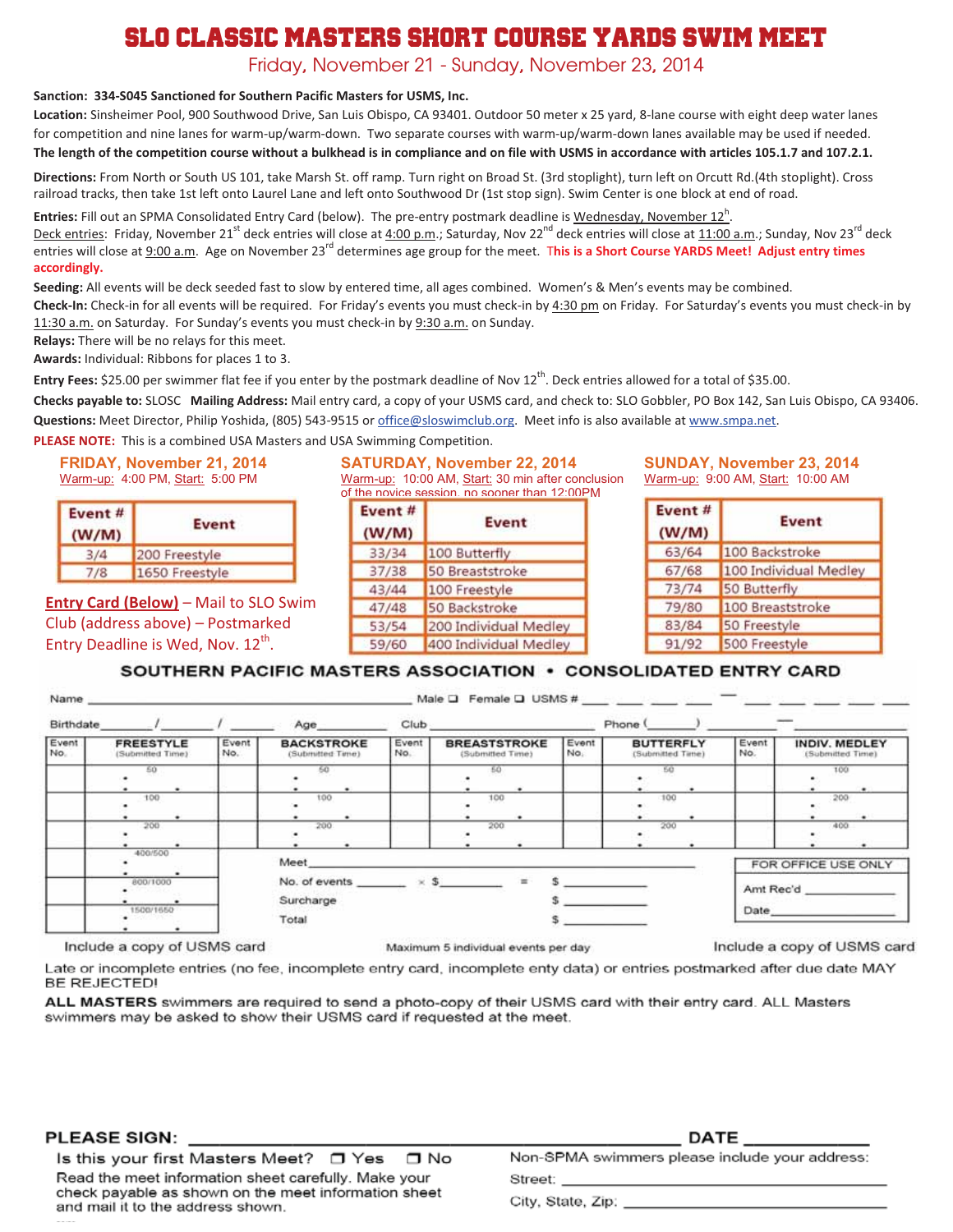# SLO CLASSIC MASTERS SHORT COURSE YARDS SWIM MEET

Friday, November 21 - Sunday, November 23, 2014

**Sanction: 334-S045 Sanctioned for Southern Pacific Masters for USMS, Inc.**

**Location:** Sinsheimer Pool, 900 Southwood Drive, San Luis Obispo, CA 93401. Outdoor 50 meter x 25 yard, 8-lane course with eight deep water lanes for competition and nine lanes for warm-up/warm-down. Two separate courses with warm-up/warm-down lanes available may be used if needed.
**The length of the competition course without a bulkhead is in compliance and on file with USMS in accordance with articles 105.1.7 and 107.2.1.**

**Directions:** From North or South US 101, take Marsh St. off ramp. Turn right on Broad St. (3rd stoplight), turn left on Orcutt Rd.(4th stoplight). Cross railroad tracks, then take 1st left onto Laurel Lane and left onto Southwood Dr (1st stop sign). Swim Center is one block at end of road.

**Entries:** Fill out an SPMA Consolidated Entry Card (below). The pre-entry postmark deadline is Wednesday, November 12h.
Deck entries: Friday, November 21st deck entries will close at 4:00 p.m.; Saturday, Nov 22nd deck entries will close at 11:00 a.m.; Sunday, Nov 23rd deck entries will close at 9:00 a.m. Age on November 23rd determines age group for the meet. **This is a Short Course YARDS Meet! Adjust entry times accordingly.**

**Seeding:** All events will be deck seeded fast to slow by entered time, all ages combined. Women's & Men's events may be combined.

**Check-In:** Check-in for all events will be required. For Friday's events you must check-in by 4:30 pm on Friday. For Saturday's events you must check-in by 11:30 a.m. on Saturday. For Sunday's events you must check-in by 9:30 a.m. on Sunday.

**Relays:** There will be no relays for this meet.

**Awards:** Individual: Ribbons for places 1 to 3.

**Entry Fees:** $25.00 per swimmer flat fee if you enter by the postmark deadline of Nov 12th. Deck entries allowed for a total of $35.00.

**Checks payable to:** SLOSC **Mailing Address:** Mail entry card, a copy of your USMS card, and check to: SLO Gobbler, PO Box 142, San Luis Obispo, CA 93406.

**Questions:** Meet Director, Philip Yoshida, (805) 543-9515 or office@sloswimclub.org. Meet info is also available at www.smpa.net.

**PLEASE NOTE:** This is a combined USA Masters and USA Swimming Competition.

## FRIDAY, November 21, 2014

Warm-up: 4:00 PM, Start: 5:00 PM

| Event # (W/M) | Event |
|---|---|
| 3/4 | 200 Freestyle |
| 7/8 | 1650 Freestyle |

**Entry Card (Below)** – Mail to SLO Swim Club (address above) – Postmarked Entry Deadline is Wed, Nov. 12th.

## SATURDAY, November 22, 2014

Warm-up: 10:00 AM, Start: 30 min after conclusion of the novice session, no sooner than 12:00PM

| Event # (W/M) | Event |
|---|---|
| 33/34 | 100 Butterfly |
| 37/38 | 50 Breaststroke |
| 43/44 | 100 Freestyle |
| 47/48 | 50 Backstroke |
| 53/54 | 200 Individual Medley |
| 59/60 | 400 Individual Medley |

## SUNDAY, November 23, 2014

Warm-up: 9:00 AM, Start: 10:00 AM

| Event # (W/M) | Event |
|---|---|
| 63/64 | 100 Backstroke |
| 67/68 | 100 Individual Medley |
| 73/74 | 50 Butterfly |
| 79/80 | 100 Breaststroke |
| 83/84 | 50 Freestyle |
| 91/92 | 500 Freestyle |

## SOUTHERN PACIFIC MASTERS ASSOCIATION • CONSOLIDATED ENTRY CARD

Name ______________________ Male ☐ Female ☐ USMS # ___ ___ ___ ___ – ___ ___ ___ ___ ___

Birthdate ____/____/____ Age ______ Club ______________ Phone (____) ______–______

| Event No. | FREESTYLE (Submitted Time) | Event No. | BACKSTROKE (Submitted Time) | Event No. | BREASTSTROKE (Submitted Time) | Event No. | BUTTERFLY (Submitted Time) | Event No. | INDIV. MEDLEY (Submitted Time) |
|---|---|---|---|---|---|---|---|---|---|
| | 50 | | 50 | | 50 | | 50 | | 100 |
| | 100 | | 100 | | 100 | | 100 | | 200 |
| | 200 | | 200 | | 200 | | 200 | | 400 |
| | 400/500 | | | | | | | | |
| | 800/1000 | | | | | | | | |
| | 1500/1650 | | | | | | | | |

Meet ______________________

No. of events ______ × $______ = $ ______

Surcharge $ ______

Total $ ______

FOR OFFICE USE ONLY
Amt Rec'd ______
Date ______

Include a copy of USMS card — Maximum 5 individual events per day — Include a copy of USMS card

Late or incomplete entries (no fee, incomplete entry card, incomplete enty data) or entries postmarked after due date MAY BE REJECTED!

**ALL MASTERS** swimmers are required to send a photo-copy of their USMS card with their entry card. ALL Masters swimmers may be asked to show their USMS card if requested at the meet.

**PLEASE SIGN:** ______________________ **DATE** ______

Is this your first Masters Meet? ☐ Yes ☐ No

Read the meet information sheet carefully. Make your check payable as shown on the meet information sheet and mail it to the address shown.

Non-SPMA swimmers please include your address:
Street: ______________________
City, State, Zip: ______________________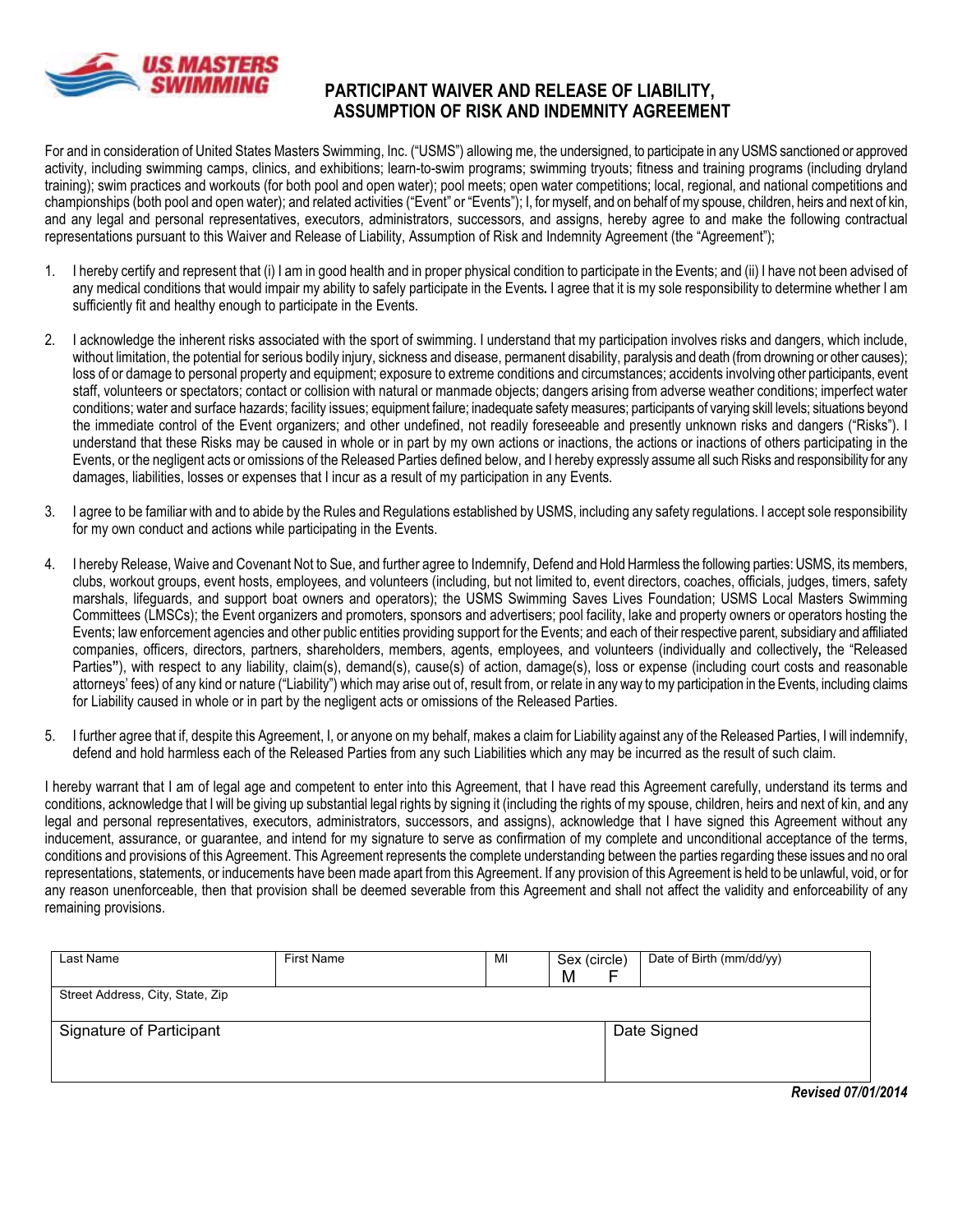# PARTICIPANT WAIVER AND RELEASE OF LIABILITY, ASSUMPTION OF RISK AND INDEMNITY AGREEMENT

For and in consideration of United States Masters Swimming, Inc. ("USMS") allowing me, the undersigned, to participate in any USMS sanctioned or approved activity, including swimming camps, clinics, and exhibitions; learn-to-swim programs; swimming tryouts; fitness and training programs (including dryland training); swim practices and workouts (for both pool and open water); pool meets; open water competitions; local, regional, and national competitions and championships (both pool and open water); and related activities ("Event" or "Events"); I, for myself, and on behalf of my spouse, children, heirs and next of kin, and any legal and personal representatives, executors, administrators, successors, and assigns, hereby agree to and make the following contractual representations pursuant to this Waiver and Release of Liability, Assumption of Risk and Indemnity Agreement (the "Agreement");

1. I hereby certify and represent that (i) I am in good health and in proper physical condition to participate in the Events; and (ii) I have not been advised of any medical conditions that would impair my ability to safely participate in the Events. I agree that it is my sole responsibility to determine whether I am sufficiently fit and healthy enough to participate in the Events.

2. I acknowledge the inherent risks associated with the sport of swimming. I understand that my participation involves risks and dangers, which include, without limitation, the potential for serious bodily injury, sickness and disease, permanent disability, paralysis and death (from drowning or other causes); loss of or damage to personal property and equipment; exposure to extreme conditions and circumstances; accidents involving other participants, event staff, volunteers or spectators; contact or collision with natural or manmade objects; dangers arising from adverse weather conditions; imperfect water conditions; water and surface hazards; facility issues; equipment failure; inadequate safety measures; participants of varying skill levels; situations beyond the immediate control of the Event organizers; and other undefined, not readily foreseeable and presently unknown risks and dangers ("Risks"). I understand that these Risks may be caused in whole or in part by my own actions or inactions, the actions or inactions of others participating in the Events, or the negligent acts or omissions of the Released Parties defined below, and I hereby expressly assume all such Risks and responsibility for any damages, liabilities, losses or expenses that I incur as a result of my participation in any Events.

3. I agree to be familiar with and to abide by the Rules and Regulations established by USMS, including any safety regulations. I accept sole responsibility for my own conduct and actions while participating in the Events.

4. I hereby Release, Waive and Covenant Not to Sue, and further agree to Indemnify, Defend and Hold Harmless the following parties: USMS, its members, clubs, workout groups, event hosts, employees, and volunteers (including, but not limited to, event directors, coaches, officials, judges, timers, safety marshals, lifeguards, and support boat owners and operators); the USMS Swimming Saves Lives Foundation; USMS Local Masters Swimming Committees (LMSCs); the Event organizers and promoters, sponsors and advertisers; pool facility, lake and property owners or operators hosting the Events; law enforcement agencies and other public entities providing support for the Events; and each of their respective parent, subsidiary and affiliated companies, officers, directors, partners, shareholders, members, agents, employees, and volunteers (individually and collectively, the "Released Parties"), with respect to any liability, claim(s), demand(s), cause(s) of action, damage(s), loss or expense (including court costs and reasonable attorneys' fees) of any kind or nature ("Liability") which may arise out of, result from, or relate in any way to my participation in the Events, including claims for Liability caused in whole or in part by the negligent acts or omissions of the Released Parties.

5. I further agree that if, despite this Agreement, I, or anyone on my behalf, makes a claim for Liability against any of the Released Parties, I will indemnify, defend and hold harmless each of the Released Parties from any such Liabilities which any may be incurred as the result of such claim.

I hereby warrant that I am of legal age and competent to enter into this Agreement, that I have read this Agreement carefully, understand its terms and conditions, acknowledge that I will be giving up substantial legal rights by signing it (including the rights of my spouse, children, heirs and next of kin, and any legal and personal representatives, executors, administrators, successors, and assigns), acknowledge that I have signed this Agreement without any inducement, assurance, or guarantee, and intend for my signature to serve as confirmation of my complete and unconditional acceptance of the terms, conditions and provisions of this Agreement. This Agreement represents the complete understanding between the parties regarding these issues and no oral representations, statements, or inducements have been made apart from this Agreement. If any provision of this Agreement is held to be unlawful, void, or for any reason unenforceable, then that provision shall be deemed severable from this Agreement and shall not affect the validity and enforceability of any remaining provisions.

| Last Name | First Name | MI | Sex (circle) M F | Date of Birth (mm/dd/yy) |
|---|---|---|---|---|
| Street Address, City, State, Zip | | | | |
| Signature of Participant | | | Date Signed | |

***Revised 07/01/2014***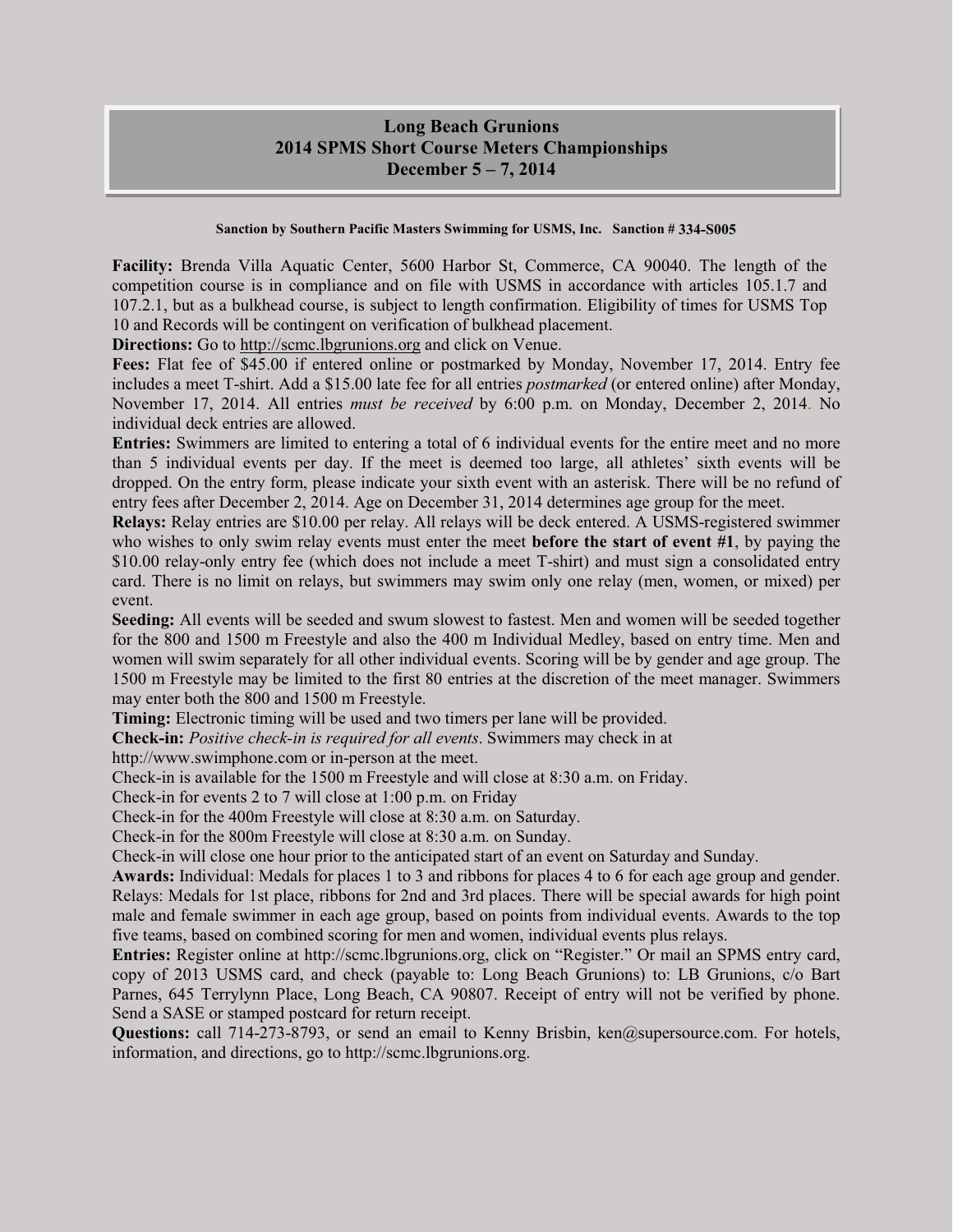**Long Beach Grunions**
**2014 SPMS Short Course Meters Championships**
**December 5 – 7, 2014**

**Sanction by Southern Pacific Masters Swimming for USMS, Inc. Sanction # 334-S005**

**Facility:** Brenda Villa Aquatic Center, 5600 Harbor St, Commerce, CA 90040. The length of the competition course is in compliance and on file with USMS in accordance with articles 105.1.7 and 107.2.1, but as a bulkhead course, is subject to length confirmation. Eligibility of times for USMS Top 10 and Records will be contingent on verification of bulkhead placement.

**Directions:** Go to http://scmc.lbgrunions.org and click on Venue.

**Fees:** Flat fee of $45.00 if entered online or postmarked by Monday, November 17, 2014. Entry fee includes a meet T-shirt. Add a $15.00 late fee for all entries *postmarked* (or entered online) after Monday, November 17, 2014. All entries *must be received* by 6:00 p.m. on Monday, December 2, 2014. No individual deck entries are allowed.

**Entries:** Swimmers are limited to entering a total of 6 individual events for the entire meet and no more than 5 individual events per day. If the meet is deemed too large, all athletes' sixth events will be dropped. On the entry form, please indicate your sixth event with an asterisk. There will be no refund of entry fees after December 2, 2014. Age on December 31, 2014 determines age group for the meet.

**Relays:** Relay entries are $10.00 per relay. All relays will be deck entered. A USMS-registered swimmer who wishes to only swim relay events must enter the meet **before the start of event #1**, by paying the $10.00 relay-only entry fee (which does not include a meet T-shirt) and must sign a consolidated entry card. There is no limit on relays, but swimmers may swim only one relay (men, women, or mixed) per event.

**Seeding:** All events will be seeded and swum slowest to fastest. Men and women will be seeded together for the 800 and 1500 m Freestyle and also the 400 m Individual Medley, based on entry time. Men and women will swim separately for all other individual events. Scoring will be by gender and age group. The 1500 m Freestyle may be limited to the first 80 entries at the discretion of the meet manager. Swimmers may enter both the 800 and 1500 m Freestyle.

**Timing:** Electronic timing will be used and two timers per lane will be provided.

**Check-in:** *Positive check-in is required for all events*. Swimmers may check in at http://www.swimphone.com or in-person at the meet.

Check-in is available for the 1500 m Freestyle and will close at 8:30 a.m. on Friday.

Check-in for events 2 to 7 will close at 1:00 p.m. on Friday

Check-in for the 400m Freestyle will close at 8:30 a.m. on Saturday.

Check-in for the 800m Freestyle will close at 8:30 a.m. on Sunday.

Check-in will close one hour prior to the anticipated start of an event on Saturday and Sunday.

**Awards:** Individual: Medals for places 1 to 3 and ribbons for places 4 to 6 for each age group and gender. Relays: Medals for 1st place, ribbons for 2nd and 3rd places. There will be special awards for high point male and female swimmer in each age group, based on points from individual events. Awards to the top five teams, based on combined scoring for men and women, individual events plus relays.

**Entries:** Register online at http://scmc.lbgrunions.org, click on "Register." Or mail an SPMS entry card, copy of 2013 USMS card, and check (payable to: Long Beach Grunions) to: LB Grunions, c/o Bart Parnes, 645 Terrylynn Place, Long Beach, CA 90807. Receipt of entry will not be verified by phone. Send a SASE or stamped postcard for return receipt.

**Questions:** call 714-273-8793, or send an email to Kenny Brisbin, ken@supersource.com. For hotels, information, and directions, go to http://scmc.lbgrunions.org.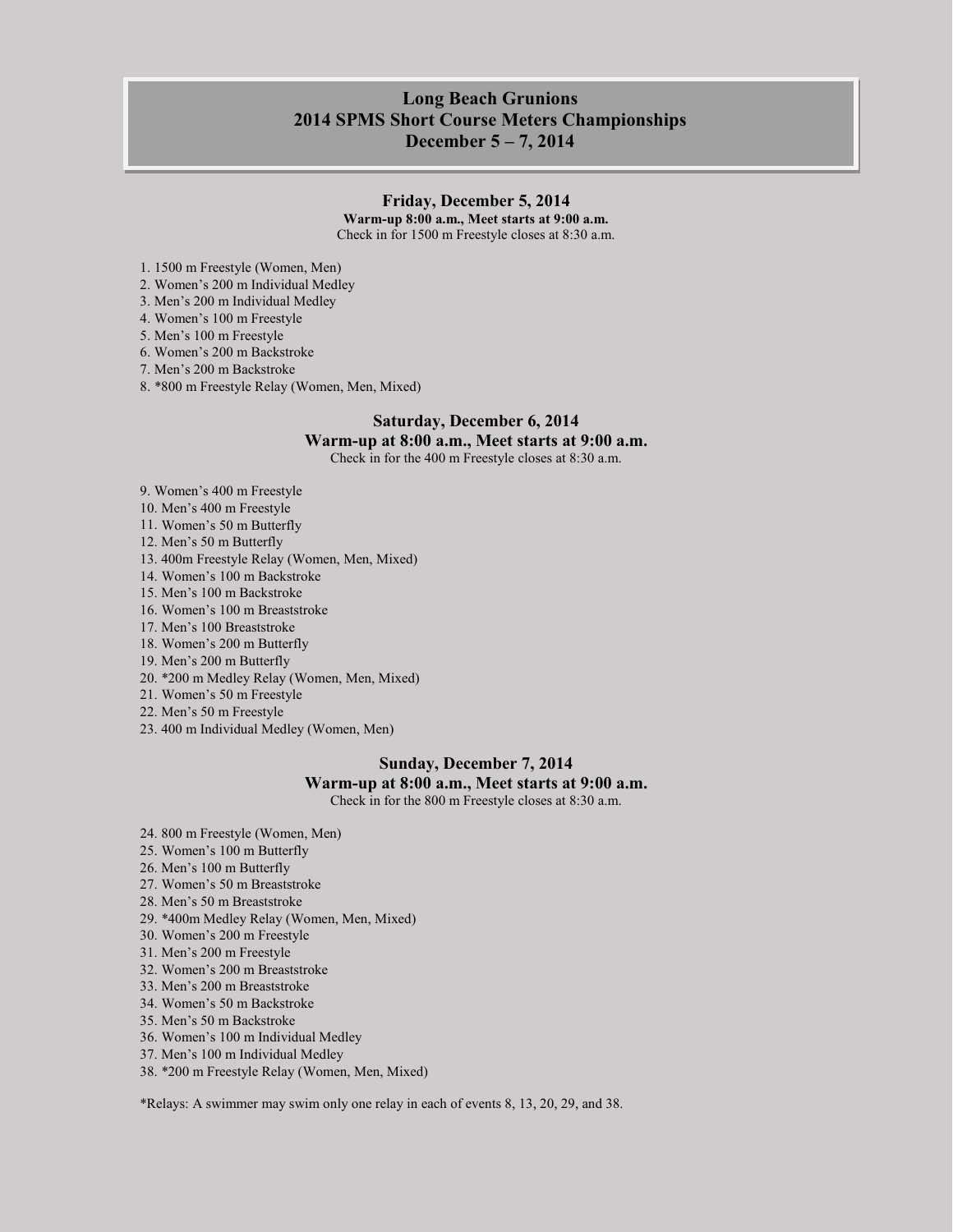# Long Beach Grunions
# 2014 SPMS Short Course Meters Championships
# December 5 – 7, 2014

## Friday, December 5, 2014

**Warm-up 8:00 a.m., Meet starts at 9:00 a.m.**

Check in for 1500 m Freestyle closes at 8:30 a.m.

1. 1500 m Freestyle (Women, Men)
2. Women's 200 m Individual Medley
3. Men's 200 m Individual Medley
4. Women's 100 m Freestyle
5. Men's 100 m Freestyle
6. Women's 200 m Backstroke
7. Men's 200 m Backstroke
8. *800 m Freestyle Relay (Women, Men, Mixed)

## Saturday, December 6, 2014

**Warm-up at 8:00 a.m., Meet starts at 9:00 a.m.**

Check in for the 400 m Freestyle closes at 8:30 a.m.

9. Women's 400 m Freestyle
10. Men's 400 m Freestyle
11. Women's 50 m Butterfly
12. Men's 50 m Butterfly
13. 400m Freestyle Relay (Women, Men, Mixed)
14. Women's 100 m Backstroke
15. Men's 100 m Backstroke
16. Women's 100 m Breaststroke
17. Men's 100 Breaststroke
18. Women's 200 m Butterfly
19. Men's 200 m Butterfly
20. *200 m Medley Relay (Women, Men, Mixed)
21. Women's 50 m Freestyle
22. Men's 50 m Freestyle
23. 400 m Individual Medley (Women, Men)

## Sunday, December 7, 2014

**Warm-up at 8:00 a.m., Meet starts at 9:00 a.m.**

Check in for the 800 m Freestyle closes at 8:30 a.m.

24. 800 m Freestyle (Women, Men)
25. Women's 100 m Butterfly
26. Men's 100 m Butterfly
27. Women's 50 m Breaststroke
28. Men's 50 m Breaststroke
29. *400m Medley Relay (Women, Men, Mixed)
30. Women's 200 m Freestyle
31. Men's 200 m Freestyle
32. Women's 200 m Breaststroke
33. Men's 200 m Breaststroke
34. Women's 50 m Backstroke
35. Men's 50 m Backstroke
36. Women's 100 m Individual Medley
37. Men's 100 m Individual Medley
38. *200 m Freestyle Relay (Women, Men, Mixed)

*Relays: A swimmer may swim only one relay in each of events 8, 13, 20, 29, and 38.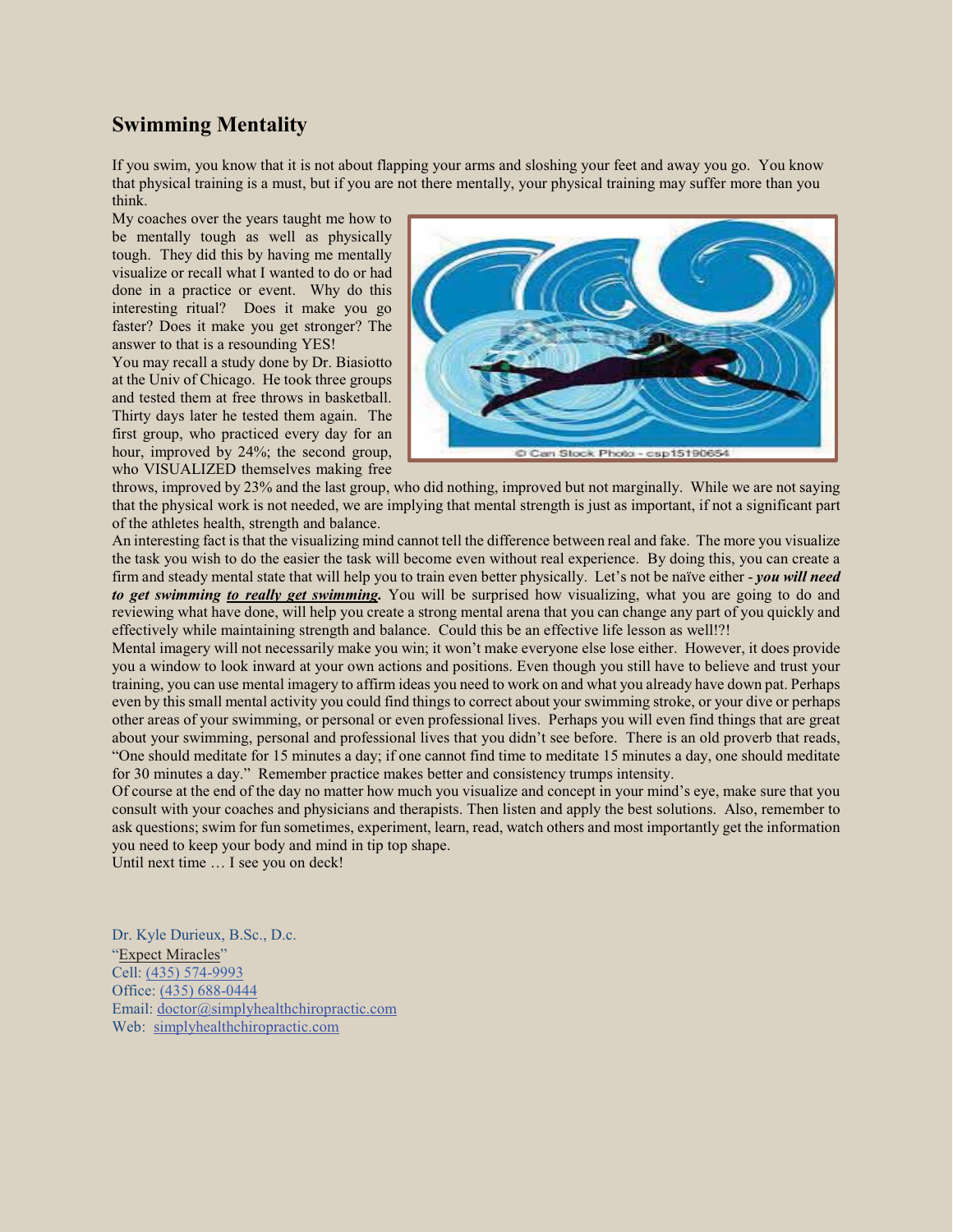## Swimming Mentality

If you swim, you know that it is not about flapping your arms and sloshing your feet and away you go. You know that physical training is a must, but if you are not there mentally, your physical training may suffer more than you think.

My coaches over the years taught me how to be mentally tough as well as physically tough. They did this by having me mentally visualize or recall what I wanted to do or had done in a practice or event. Why do this interesting ritual? Does it make you go faster? Does it make you get stronger? The answer to that is a resounding YES!

You may recall a study done by Dr. Biasiotto at the Univ of Chicago. He took three groups and tested them at free throws in basketball. Thirty days later he tested them again. The first group, who practiced every day for an hour, improved by 24%; the second group, who VISUALIZED themselves making free throws, improved by 23% and the last group, who did nothing, improved but not marginally. While we are not saying that the physical work is not needed, we are implying that mental strength is just as important, if not a significant part of the athletes health, strength and balance.

An interesting fact is that the visualizing mind cannot tell the difference between real and fake. The more you visualize the task you wish to do the easier the task will become even without real experience. By doing this, you can create a firm and steady mental state that will help you to train even better physically. Let's not be naïve either - ***you will need to get swimming <u>to really get swimming</u>.*** You will be surprised how visualizing, what you are going to do and reviewing what have done, will help you create a strong mental arena that you can change any part of you quickly and effectively while maintaining strength and balance. Could this be an effective life lesson as well!?!

Mental imagery will not necessarily make you win; it won't make everyone else lose either. However, it does provide you a window to look inward at your own actions and positions. Even though you still have to believe and trust your training, you can use mental imagery to affirm ideas you need to work on and what you already have down pat. Perhaps even by this small mental activity you could find things to correct about your swimming stroke, or your dive or perhaps other areas of your swimming, or personal or even professional lives. Perhaps you will even find things that are great about your swimming, personal and professional lives that you didn't see before. There is an old proverb that reads, "One should meditate for 15 minutes a day; if one cannot find time to meditate 15 minutes a day, one should meditate for 30 minutes a day." Remember practice makes better and consistency trumps intensity.

Of course at the end of the day no matter how much you visualize and concept in your mind's eye, make sure that you consult with your coaches and physicians and therapists. Then listen and apply the best solutions. Also, remember to ask questions; swim for fun sometimes, experiment, learn, read, watch others and most importantly get the information you need to keep your body and mind in tip top shape.

Until next time … I see you on deck!

Dr. Kyle Durieux, B.Sc., D.c.
"Expect Miracles"
Cell: (435) 574-9993
Office: (435) 688-0444
Email: doctor@simplyhealthchiropractic.com
Web: simplyhealthchiropractic.com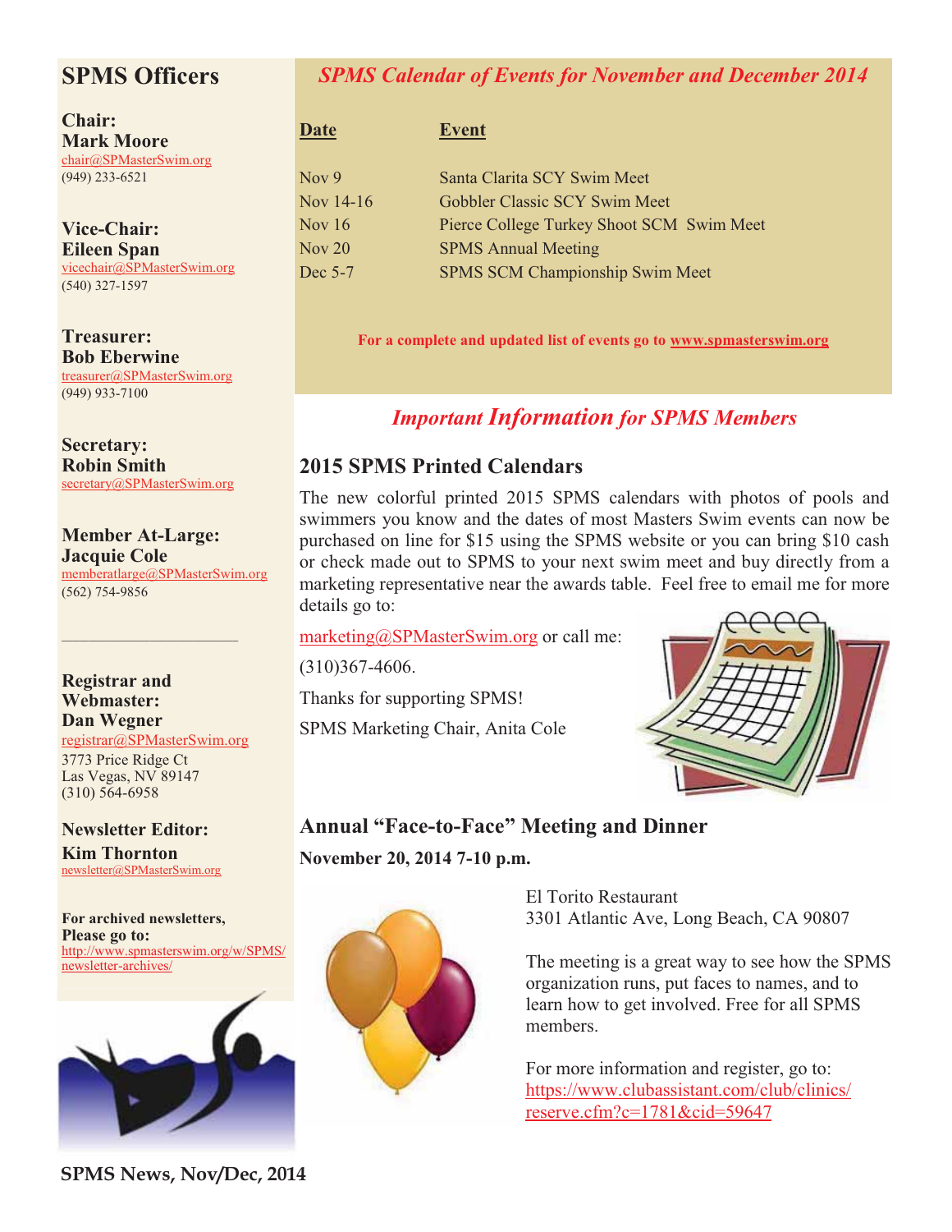## SPMS Officers

**Chair:**
**Mark Moore**
chair@SPMasterSwim.org
(949) 233-6521

**Vice-Chair:**
**Eileen Span**
vicechair@SPMasterSwim.org
(540) 327-1597

**Treasurer:**
**Bob Eberwine**
treasurer@SPMasterSwim.org
(949) 933-7100

**Secretary:**
**Robin Smith**
secretary@SPMasterSwim.org

**Member At-Large:**
**Jacquie Cole**
memberatlarge@SPMasterSwim.org
(562) 754-9856

---

**Registrar and Webmaster:**
**Dan Wegner**
registrar@SPMasterSwim.org
3773 Price Ridge Ct
Las Vegas, NV 89147
(310) 564-6958

**Newsletter Editor:**
**Kim Thornton**
newsletter@SPMasterSwim.org

**For archived newsletters, Please go to:**
http://www.spmasterswim.org/w/SPMS/newsletter-archives/

## *SPMS Calendar of Events for November and December 2014*

| Date | Event |
|---|---|
| Nov 9 | Santa Clarita SCY Swim Meet |
| Nov 14-16 | Gobbler Classic SCY Swim Meet |
| Nov 16 | Pierce College Turkey Shoot SCM Swim Meet |
| Nov 20 | SPMS Annual Meeting |
| Dec 5-7 | SPMS SCM Championship Swim Meet |

**For a complete and updated list of events go to www.spmasterswim.org**

## *Important Information for SPMS Members*

### 2015 SPMS Printed Calendars

The new colorful printed 2015 SPMS calendars with photos of pools and swimmers you know and the dates of most Masters Swim events can now be purchased on line for $15 using the SPMS website or you can bring $10 cash or check made out to SPMS to your next swim meet and buy directly from a marketing representative near the awards table. Feel free to email me for more details go to:

marketing@SPMasterSwim.org or call me:

(310)367-4606.

Thanks for supporting SPMS!

SPMS Marketing Chair, Anita Cole

### Annual "Face-to-Face" Meeting and Dinner

**November 20, 2014 7-10 p.m.**

El Torito Restaurant
3301 Atlantic Ave, Long Beach, CA 90807

The meeting is a great way to see how the SPMS organization runs, put faces to names, and to learn how to get involved. Free for all SPMS members.

For more information and register, go to:
https://www.clubassistant.com/club/clinics/reserve.cfm?c=1781&cid=59647